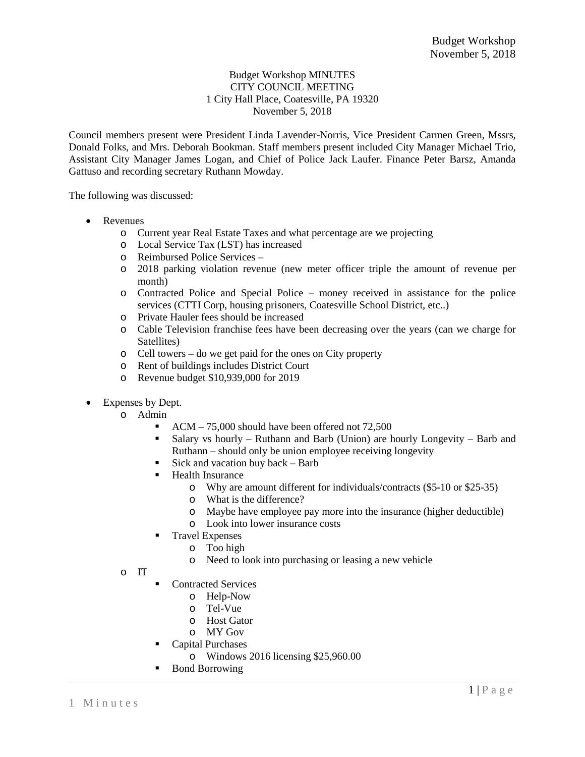Budget Workshop MINUTES
CITY COUNCIL MEETING
1 City Hall Place, Coatesville, PA 19320
November 5, 2018

Council members present were President Linda Lavender-Norris, Vice President Carmen Green, Mssrs, Donald Folks, and Mrs. Deborah Bookman. Staff members present included City Manager Michael Trio, Assistant City Manager James Logan, and Chief of Police Jack Laufer. Finance Peter Barsz, Amanda Gattuso and recording secretary Ruthann Mowday.

The following was discussed:

- Revenues
  - Current year Real Estate Taxes and what percentage are we projecting
  - Local Service Tax (LST) has increased
  - Reimbursed Police Services –
  - 2018 parking violation revenue (new meter officer triple the amount of revenue per month)
  - Contracted Police and Special Police – money received in assistance for the police services (CTTI Corp, housing prisoners, Coatesville School District, etc..)
  - Private Hauler fees should be increased
  - Cable Television franchise fees have been decreasing over the years (can we charge for Satellites)
  - Cell towers – do we get paid for the ones on City property
  - Rent of buildings includes District Court
  - Revenue budget $10,939,000 for 2019

- Expenses by Dept.
  - Admin
    - ACM – 75,000 should have been offered not 72,500
    - Salary vs hourly – Ruthann and Barb (Union) are hourly Longevity – Barb and Ruthann – should only be union employee receiving longevity
    - Sick and vacation buy back – Barb
    - Health Insurance
      - Why are amount different for individuals/contracts ($5-10 or $25-35)
      - What is the difference?
      - Maybe have employee pay more into the insurance (higher deductible)
      - Look into lower insurance costs
    - Travel Expenses
      - Too high
      - Need to look into purchasing or leasing a new vehicle
  - IT
    - Contracted Services
      - Help-Now
      - Tel-Vue
      - Host Gator
      - MY Gov
    - Capital Purchases
      - Windows 2016 licensing $25,960.00
    - Bond Borrowing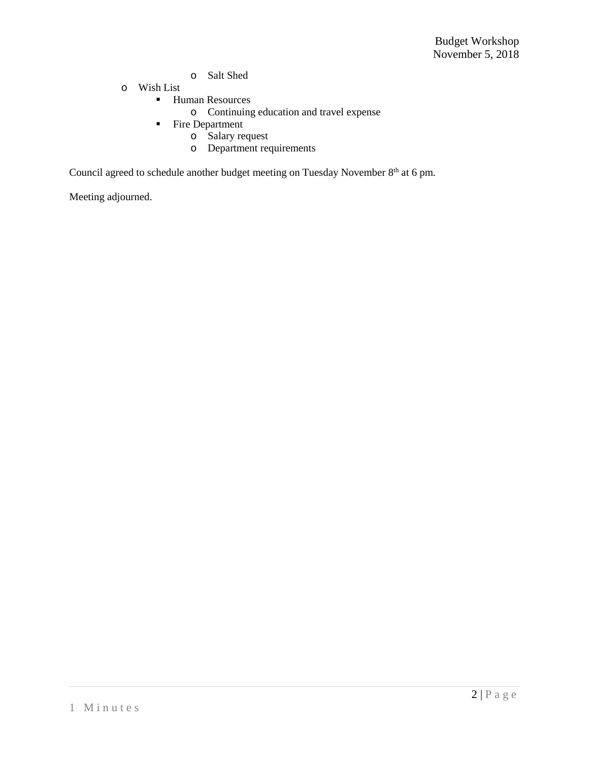- Salt Shed
- Wish List
  - Human Resources
    - Continuing education and travel expense
  - Fire Department
    - Salary request
    - Department requirements

Council agreed to schedule another budget meeting on Tuesday November 8th at 6 pm.

Meeting adjourned.